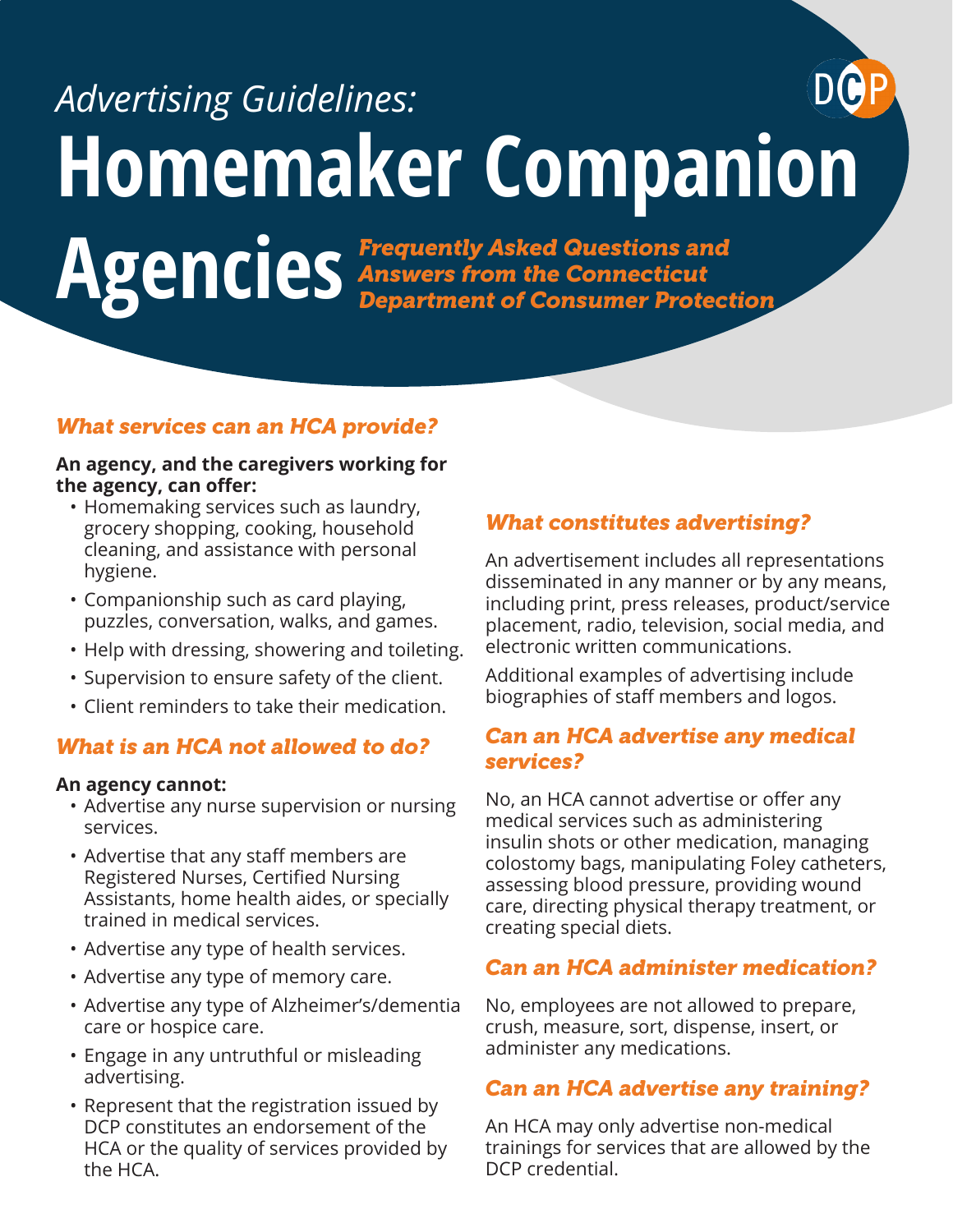*Advertising Guidelines:*

# Homemaker Companion Agencies

***Frequently Asked Questions and Answers from the Connecticut Department of Consumer Protection***

## *What services can an HCA provide?*

**An agency, and the caregivers working for the agency, can offer:**

- Homemaking services such as laundry, grocery shopping, cooking, household cleaning, and assistance with personal hygiene.
- Companionship such as card playing, puzzles, conversation, walks, and games.
- Help with dressing, showering and toileting.
- Supervision to ensure safety of the client.
- Client reminders to take their medication.

## *What is an HCA not allowed to do?*

**An agency cannot:**

- Advertise any nurse supervision or nursing services.
- Advertise that any staff members are Registered Nurses, Certified Nursing Assistants, home health aides, or specially trained in medical services.
- Advertise any type of health services.
- Advertise any type of memory care.
- Advertise any type of Alzheimer's/dementia care or hospice care.
- Engage in any untruthful or misleading advertising.
- Represent that the registration issued by DCP constitutes an endorsement of the HCA or the quality of services provided by the HCA.

## *What constitutes advertising?*

An advertisement includes all representations disseminated in any manner or by any means, including print, press releases, product/service placement, radio, television, social media, and electronic written communications.

Additional examples of advertising include biographies of staff members and logos.

## *Can an HCA advertise any medical services?*

No, an HCA cannot advertise or offer any medical services such as administering insulin shots or other medication, managing colostomy bags, manipulating Foley catheters, assessing blood pressure, providing wound care, directing physical therapy treatment, or creating special diets.

## *Can an HCA administer medication?*

No, employees are not allowed to prepare, crush, measure, sort, dispense, insert, or administer any medications.

## *Can an HCA advertise any training?*

An HCA may only advertise non-medical trainings for services that are allowed by the DCP credential.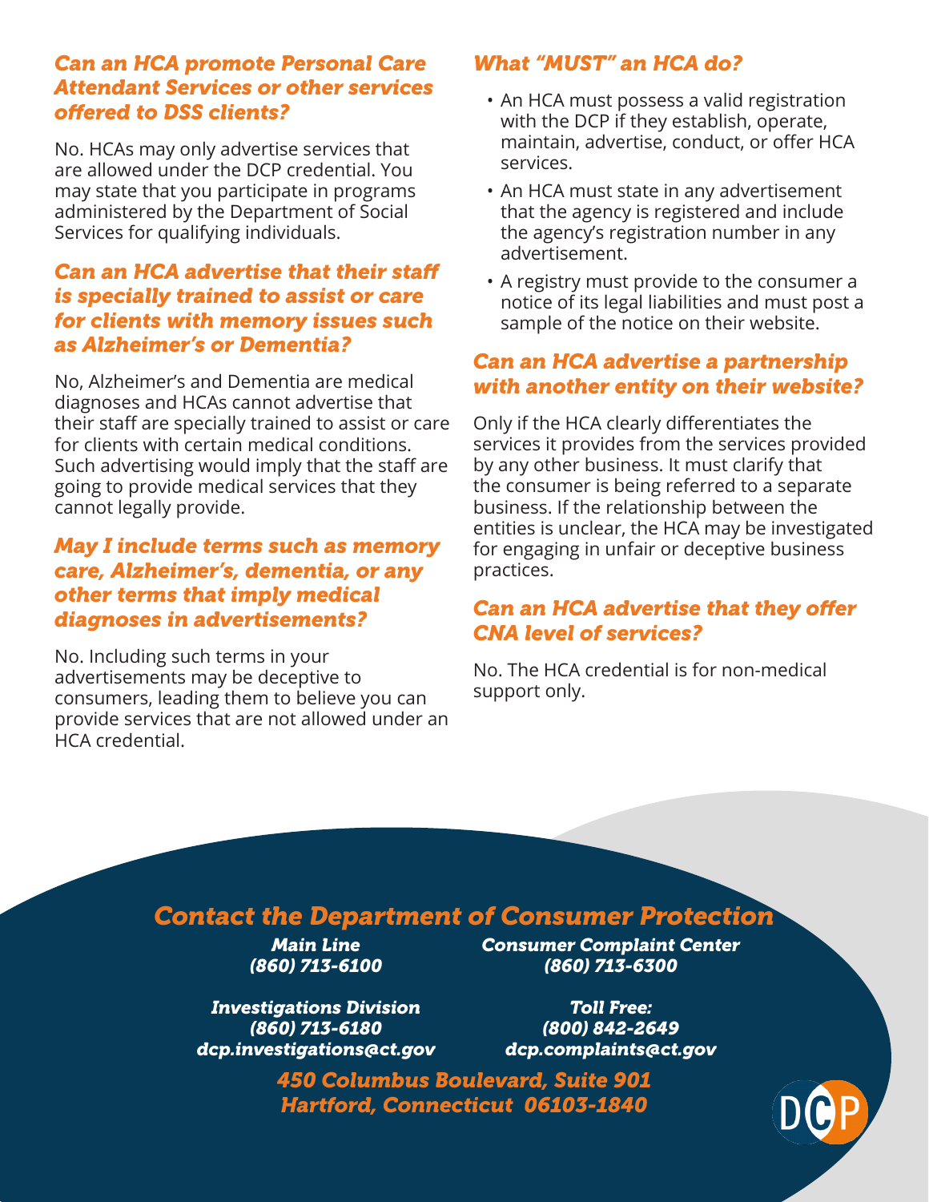### *Can an HCA promote Personal Care Attendant Services or other services offered to DSS clients?*

No. HCAs may only advertise services that are allowed under the DCP credential. You may state that you participate in programs administered by the Department of Social Services for qualifying individuals.

### *Can an HCA advertise that their staff is specially trained to assist or care for clients with memory issues such as Alzheimer's or Dementia?*

No, Alzheimer's and Dementia are medical diagnoses and HCAs cannot advertise that their staff are specially trained to assist or care for clients with certain medical conditions. Such advertising would imply that the staff are going to provide medical services that they cannot legally provide.

### *May I include terms such as memory care, Alzheimer's, dementia, or any other terms that imply medical diagnoses in advertisements?*

No. Including such terms in your advertisements may be deceptive to consumers, leading them to believe you can provide services that are not allowed under an HCA credential.

### *What "MUST" an HCA do?*

- An HCA must possess a valid registration with the DCP if they establish, operate, maintain, advertise, conduct, or offer HCA services.
- An HCA must state in any advertisement that the agency is registered and include the agency's registration number in any advertisement.
- A registry must provide to the consumer a notice of its legal liabilities and must post a sample of the notice on their website.

### *Can an HCA advertise a partnership with another entity on their website?*

Only if the HCA clearly differentiates the services it provides from the services provided by any other business. It must clarify that the consumer is being referred to a separate business. If the relationship between the entities is unclear, the HCA may be investigated for engaging in unfair or deceptive business practices.

### *Can an HCA advertise that they offer CNA level of services?*

No. The HCA credential is for non-medical support only.

## *Contact the Department of Consumer Protection*

***Main Line***
***(860) 713-6100***

***Consumer Complaint Center***
***(860) 713-6300***

***Investigations Division***
***(860) 713-6180***
***dcp.investigations@ct.gov***

***Toll Free:***
***(800) 842-2649***
***dcp.complaints@ct.gov***

***450 Columbus Boulevard, Suite 901***
***Hartford, Connecticut 06103-1840***

DCP